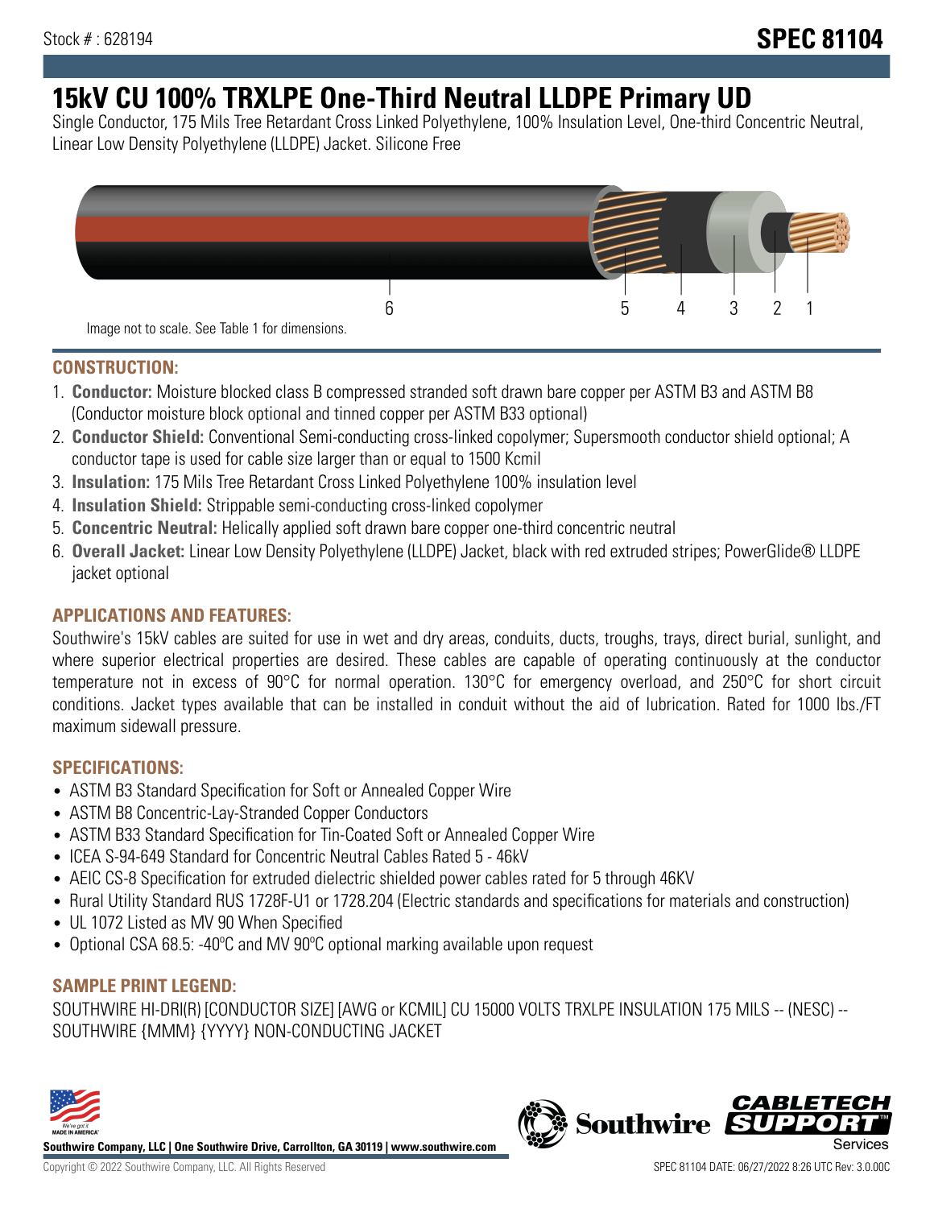Stock # : 628194

# SPEC 81104

# 15kV CU 100% TRXLPE One-Third Neutral LLDPE Primary UD

Single Conductor, 175 Mils Tree Retardant Cross Linked Polyethylene, 100% Insulation Level, One-third Concentric Neutral, Linear Low Density Polyethylene (LLDPE) Jacket. Silicone Free

Image not to scale. See Table 1 for dimensions.

## CONSTRUCTION:

1. **Conductor:** Moisture blocked class B compressed stranded soft drawn bare copper per ASTM B3 and ASTM B8 (Conductor moisture block optional and tinned copper per ASTM B33 optional)
2. **Conductor Shield:** Conventional Semi-conducting cross-linked copolymer; Supersmooth conductor shield optional; A conductor tape is used for cable size larger than or equal to 1500 Kcmil
3. **Insulation:** 175 Mils Tree Retardant Cross Linked Polyethylene 100% insulation level
4. **Insulation Shield:** Strippable semi-conducting cross-linked copolymer
5. **Concentric Neutral:** Helically applied soft drawn bare copper one-third concentric neutral
6. **Overall Jacket:** Linear Low Density Polyethylene (LLDPE) Jacket, black with red extruded stripes; PowerGlide® LLDPE jacket optional

## APPLICATIONS AND FEATURES:

Southwire's 15kV cables are suited for use in wet and dry areas, conduits, ducts, troughs, trays, direct burial, sunlight, and where superior electrical properties are desired. These cables are capable of operating continuously at the conductor temperature not in excess of 90°C for normal operation. 130°C for emergency overload, and 250°C for short circuit conditions. Jacket types available that can be installed in conduit without the aid of lubrication. Rated for 1000 lbs./FT maximum sidewall pressure.

## SPECIFICATIONS:

- ASTM B3 Standard Specification for Soft or Annealed Copper Wire
- ASTM B8 Concentric-Lay-Stranded Copper Conductors
- ASTM B33 Standard Specification for Tin-Coated Soft or Annealed Copper Wire
- ICEA S-94-649 Standard for Concentric Neutral Cables Rated 5 - 46kV
- AEIC CS-8 Specification for extruded dielectric shielded power cables rated for 5 through 46KV
- Rural Utility Standard RUS 1728F-U1 or 1728.204 (Electric standards and specifications for materials and construction)
- UL 1072 Listed as MV 90 When Specified
- Optional CSA 68.5: -40ºC and MV 90ºC optional marking available upon request

## SAMPLE PRINT LEGEND:

SOUTHWIRE HI-DRI(R) [CONDUCTOR SIZE] [AWG or KCMIL] CU 15000 VOLTS TRXLPE INSULATION 175 MILS -- (NESC) -- SOUTHWIRE {MMM} {YYYY} NON-CONDUCTING JACKET

**Southwire Company, LLC | One Southwire Drive, Carrollton, GA 30119 | www.southwire.com**

Copyright © 2022 Southwire Company, LLC. All Rights Reserved

SPEC 81104 DATE: 06/27/2022 8:26 UTC Rev: 3.0.00C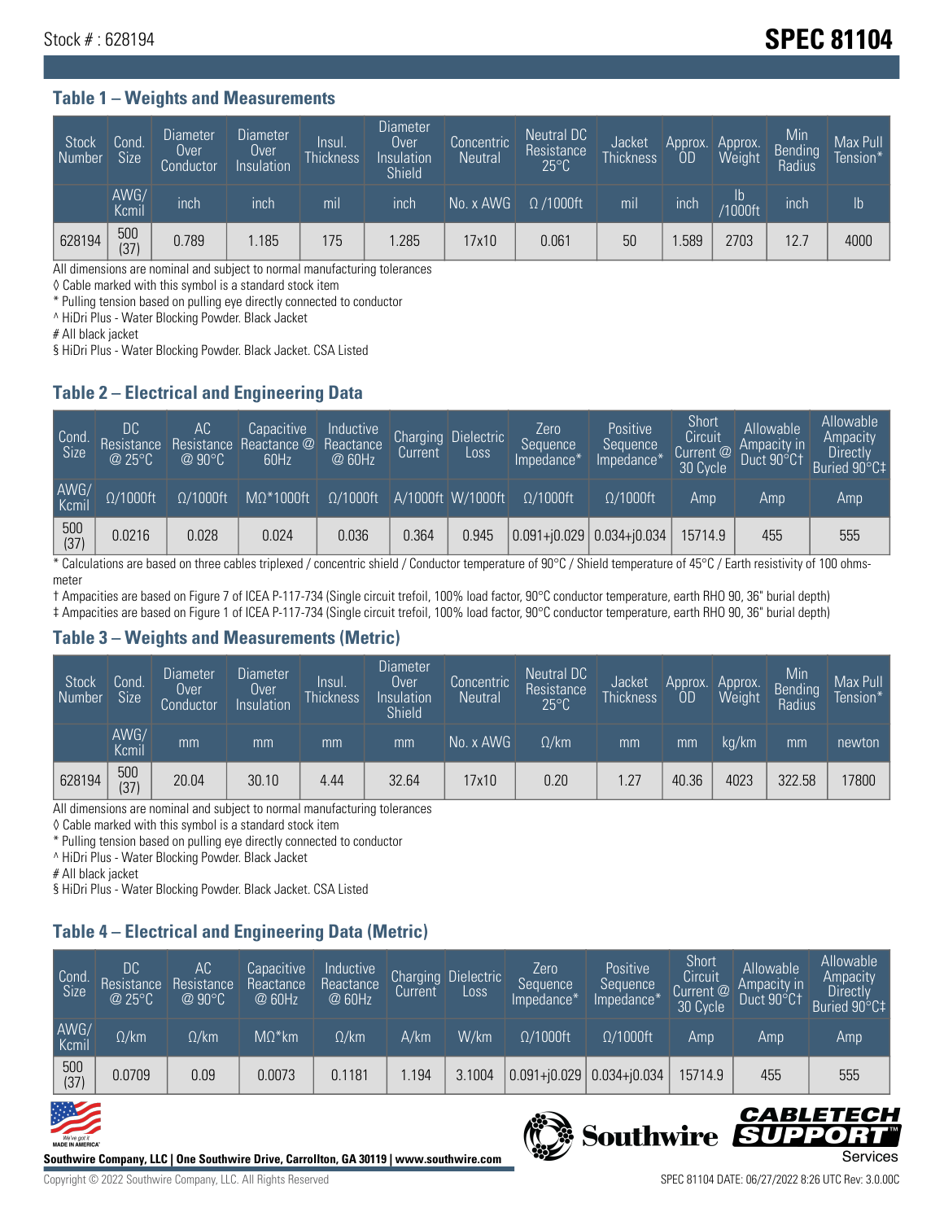Stock # : 628194

# SPEC 81104

## Table 1 – Weights and Measurements

| Stock Number | Cond. Size | Diameter Over Conductor | Diameter Over Insulation | Insul. Thickness | Diameter Over Insulation Shield | Concentric Neutral | Neutral DC Resistance 25°C | Jacket Thickness | Approx. OD | Approx. Weight | Min Bending Radius | Max Pull Tension* |
|---|---|---|---|---|---|---|---|---|---|---|---|---|
| | AWG/ Kcmil | inch | inch | mil | inch | No. x AWG | Ω /1000ft | mil | inch | lb /1000ft | inch | lb |
| 628194 | 500 (37) | 0.789 | 1.185 | 175 | 1.285 | 17x10 | 0.061 | 50 | 1.589 | 2703 | 12.7 | 4000 |

All dimensions are nominal and subject to normal manufacturing tolerances

◊ Cable marked with this symbol is a standard stock item

* Pulling tension based on pulling eye directly connected to conductor

^ HiDri Plus - Water Blocking Powder. Black Jacket

# All black jacket

§ HiDri Plus - Water Blocking Powder. Black Jacket. CSA Listed

## Table 2 – Electrical and Engineering Data

| Cond. Size | DC Resistance @ 25°C | AC Resistance @ 90°C | Capacitive Reactance @ 60Hz | Inductive Reactance @ 60Hz | Charging Current | Dielectric Loss | Zero Sequence Impedance* | Positive Sequence Impedance* | Short Circuit Current @ 30 Cycle | Allowable Ampacity in Duct 90°C† | Allowable Ampacity Directly Buried 90°C‡ |
|---|---|---|---|---|---|---|---|---|---|---|---|
| AWG/ Kcmil | Ω/1000ft | Ω/1000ft | MΩ*1000ft | Ω/1000ft | A/1000ft | W/1000ft | Ω/1000ft | Ω/1000ft | Amp | Amp | Amp |
| 500 (37) | 0.0216 | 0.028 | 0.024 | 0.036 | 0.364 | 0.945 | 0.091+j0.029 | 0.034+j0.034 | 15714.9 | 455 | 555 |

* Calculations are based on three cables triplexed / concentric shield / Conductor temperature of 90°C / Shield temperature of 45°C / Earth resistivity of 100 ohms-meter

† Ampacities are based on Figure 7 of ICEA P-117-734 (Single circuit trefoil, 100% load factor, 90°C conductor temperature, earth RHO 90, 36" burial depth)

‡ Ampacities are based on Figure 1 of ICEA P-117-734 (Single circuit trefoil, 100% load factor, 90°C conductor temperature, earth RHO 90, 36" burial depth)

## Table 3 – Weights and Measurements (Metric)

| Stock Number | Cond. Size | Diameter Over Conductor | Diameter Over Insulation | Insul. Thickness | Diameter Over Insulation Shield | Concentric Neutral | Neutral DC Resistance 25°C | Jacket Thickness | Approx. OD | Approx. Weight | Min Bending Radius | Max Pull Tension* |
|---|---|---|---|---|---|---|---|---|---|---|---|---|
| | AWG/ Kcmil | mm | mm | mm | mm | No. x AWG | Ω/km | mm | mm | kg/km | mm | newton |
| 628194 | 500 (37) | 20.04 | 30.10 | 4.44 | 32.64 | 17x10 | 0.20 | 1.27 | 40.36 | 4023 | 322.58 | 17800 |

All dimensions are nominal and subject to normal manufacturing tolerances

◊ Cable marked with this symbol is a standard stock item

* Pulling tension based on pulling eye directly connected to conductor

^ HiDri Plus - Water Blocking Powder. Black Jacket

# All black jacket

§ HiDri Plus - Water Blocking Powder. Black Jacket. CSA Listed

## Table 4 – Electrical and Engineering Data (Metric)

| Cond. Size | DC Resistance @ 25°C | AC Resistance @ 90°C | Capacitive Reactance @ 60Hz | Inductive Reactance @ 60Hz | Charging Current | Dielectric Loss | Zero Sequence Impedance* | Positive Sequence Impedance* | Short Circuit Current @ 30 Cycle | Allowable Ampacity in Duct 90°C† | Allowable Ampacity Directly Buried 90°C‡ |
|---|---|---|---|---|---|---|---|---|---|---|---|
| AWG/ Kcmil | Ω/km | Ω/km | MΩ*km | Ω/km | A/km | W/km | Ω/1000ft | Ω/1000ft | Amp | Amp | Amp |
| 500 (37) | 0.0709 | 0.09 | 0.0073 | 0.1181 | 1.194 | 3.1004 | 0.091+j0.029 | 0.034+j0.034 | 15714.9 | 455 | 555 |

Southwire Company, LLC | One Southwire Drive, Carrollton, GA 30119 | www.southwire.com

Copyright © 2022 Southwire Company, LLC. All Rights Reserved

SPEC 81104 DATE: 06/27/2022 8:26 UTC Rev: 3.0.00C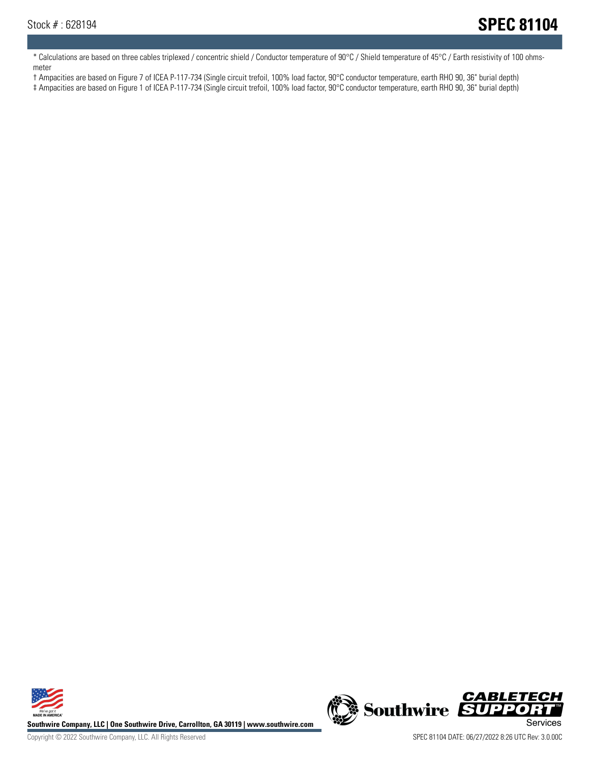* Calculations are based on three cables triplexed / concentric shield / Conductor temperature of 90°C / Shield temperature of 45°C / Earth resistivity of 100 ohms-meter

† Ampacities are based on Figure 7 of ICEA P-117-734 (Single circuit trefoil, 100% load factor, 90°C conductor temperature, earth RHO 90, 36" burial depth)

‡ Ampacities are based on Figure 1 of ICEA P-117-734 (Single circuit trefoil, 100% load factor, 90°C conductor temperature, earth RHO 90, 36" burial depth)